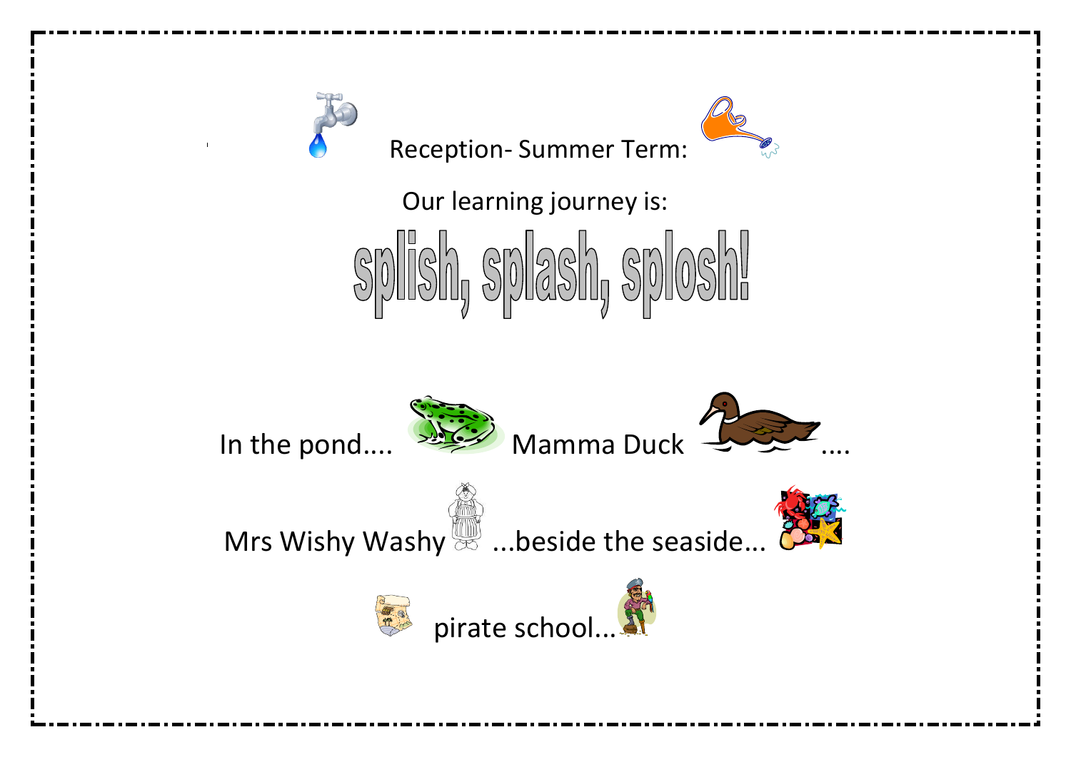Reception- Summer Term:

Our learning journey is:

# splish, splash, splosh!

In the pond.... Mamma Duck ....

Mrs Wishy Washy ...beside the seaside...

pirate school...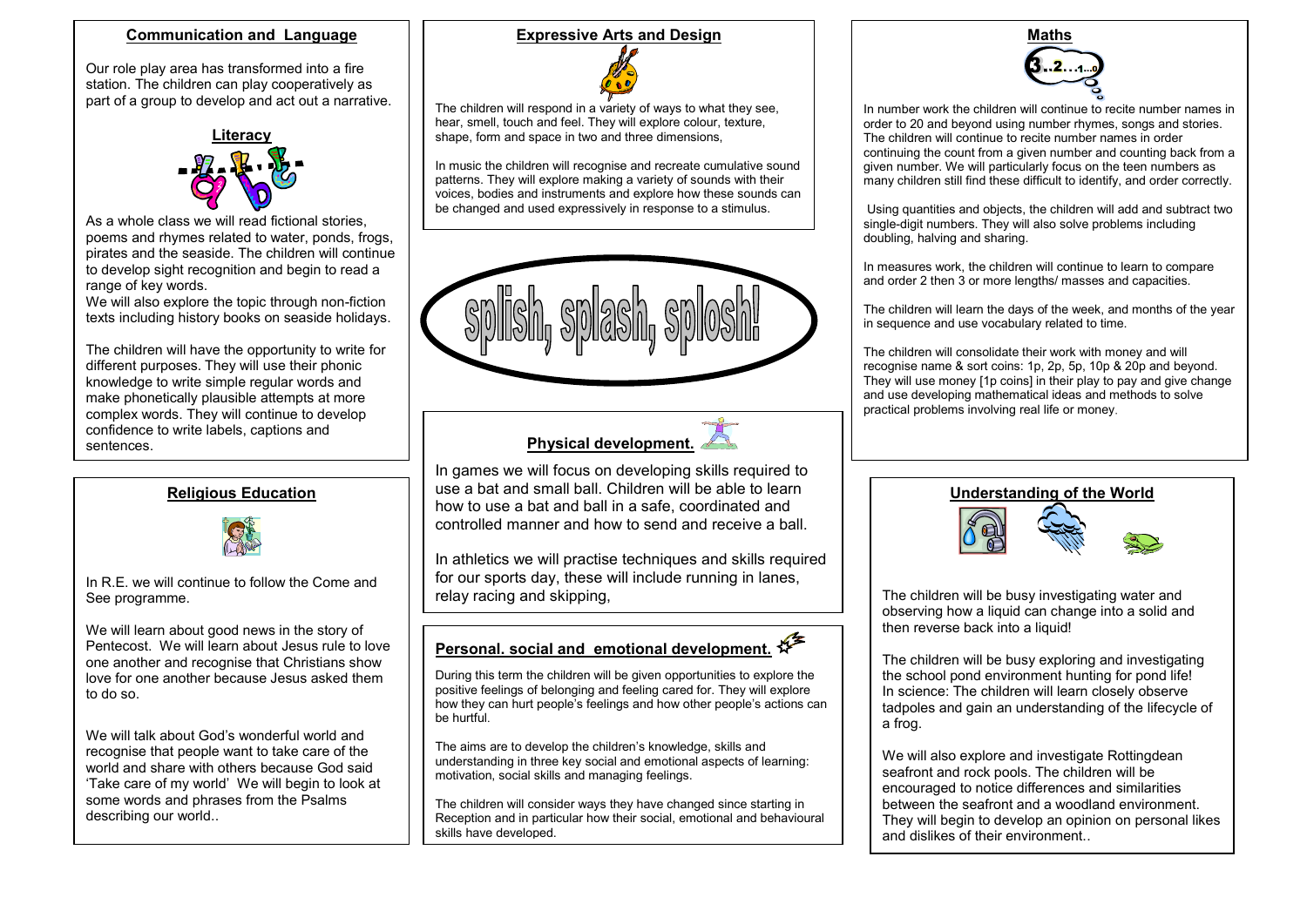## Communication and Language

Our role play area has transformed into a fire station. The children can play cooperatively as part of a group to develop and act out a narrative.

## Literacy

As a whole class we will read fictional stories, poems and rhymes related to water, ponds, frogs, pirates and the seaside. The children will continue to develop sight recognition and begin to read a range of key words.

We will also explore the topic through non-fiction texts including history books on seaside holidays.

The children will have the opportunity to write for different purposes. They will use their phonic knowledge to write simple regular words and make phonetically plausible attempts at more complex words. They will continue to develop confidence to write labels, captions and sentences.

## Religious Education

In R.E. we will continue to follow the Come and See programme.

We will learn about good news in the story of Pentecost. We will learn about Jesus rule to love one another and recognise that Christians show love for one another because Jesus asked them to do so.

We will talk about God's wonderful world and recognise that people want to take care of the world and share with others because God said 'Take care of my world' We will begin to look at some words and phrases from the Psalms describing our world..

## Expressive Arts and Design

The children will respond in a variety of ways to what they see, hear, smell, touch and feel. They will explore colour, texture, shape, form and space in two and three dimensions,

In music the children will recognise and recreate cumulative sound patterns. They will explore making a variety of sounds with their voices, bodies and instruments and explore how these sounds can be changed and used expressively in response to a stimulus.

# splish, splash, splosh!

## Physical development.

In games we will focus on developing skills required to use a bat and small ball. Children will be able to learn how to use a bat and ball in a safe, coordinated and controlled manner and how to send and receive a ball.

In athletics we will practise techniques and skills required for our sports day, these will include running in lanes, relay racing and skipping,

## Personal. social and emotional development.

During this term the children will be given opportunities to explore the positive feelings of belonging and feeling cared for. They will explore how they can hurt people's feelings and how other people's actions can be hurtful.

The aims are to develop the children's knowledge, skills and understanding in three key social and emotional aspects of learning: motivation, social skills and managing feelings.

The children will consider ways they have changed since starting in Reception and in particular how their social, emotional and behavioural skills have developed.

## Maths

In number work the children will continue to recite number names in order to 20 and beyond using number rhymes, songs and stories. The children will continue to recite number names in order continuing the count from a given number and counting back from a given number. We will particularly focus on the teen numbers as many children still find these difficult to identify, and order correctly.

Using quantities and objects, the children will add and subtract two single-digit numbers. They will also solve problems including doubling, halving and sharing.

In measures work, the children will continue to learn to compare and order 2 then 3 or more lengths/ masses and capacities.

The children will learn the days of the week, and months of the year in sequence and use vocabulary related to time.

The children will consolidate their work with money and will recognise name & sort coins: 1p, 2p, 5p, 10p & 20p and beyond. They will use money [1p coins] in their play to pay and give change and use developing mathematical ideas and methods to solve practical problems involving real life or money.

## Understanding of the World

The children will be busy investigating water and observing how a liquid can change into a solid and then reverse back into a liquid!

The children will be busy exploring and investigating the school pond environment hunting for pond life! In science: The children will learn closely observe tadpoles and gain an understanding of the lifecycle of a frog.

We will also explore and investigate Rottingdean seafront and rock pools. The children will be encouraged to notice differences and similarities between the seafront and a woodland environment. They will begin to develop an opinion on personal likes and dislikes of their environment..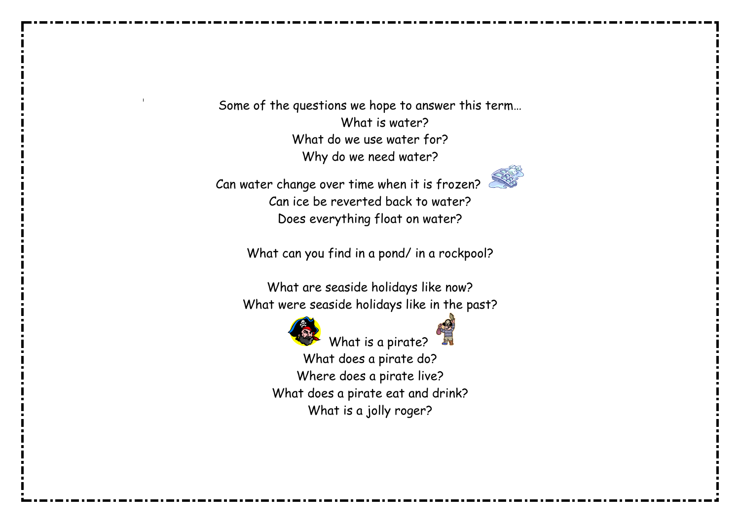Some of the questions we hope to answer this term…

What is water?

What do we use water for?

Why do we need water?

Can water change over time when it is frozen?

Can ice be reverted back to water?

Does everything float on water?

What can you find in a pond/ in a rockpool?

What are seaside holidays like now?

What were seaside holidays like in the past?

What is a pirate?

What does a pirate do?

Where does a pirate live?

What does a pirate eat and drink?

What is a jolly roger?